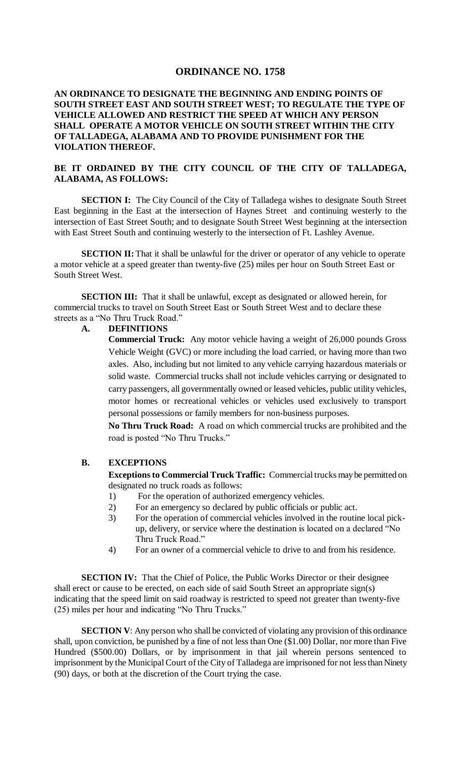# ORDINANCE NO. 1758

**AN ORDINANCE TO DESIGNATE THE BEGINNING AND ENDING POINTS OF SOUTH STREET EAST AND SOUTH STREET WEST; TO REGULATE THE TYPE OF VEHICLE ALLOWED AND RESTRICT THE SPEED AT WHICH ANY PERSON SHALL OPERATE A MOTOR VEHICLE ON SOUTH STREET WITHIN THE CITY OF TALLADEGA, ALABAMA AND TO PROVIDE PUNISHMENT FOR THE VIOLATION THEREOF.**

**BE IT ORDAINED BY THE CITY COUNCIL OF THE CITY OF TALLADEGA, ALABAMA, AS FOLLOWS:**

**SECTION I:** The City Council of the City of Talladega wishes to designate South Street East beginning in the East at the intersection of Haynes Street and continuing westerly to the intersection of East Street South; and to designate South Street West beginning at the intersection with East Street South and continuing westerly to the intersection of Ft. Lashley Avenue.

**SECTION II:** That it shall be unlawful for the driver or operator of any vehicle to operate a motor vehicle at a speed greater than twenty-five (25) miles per hour on South Street East or South Street West.

**SECTION III:** That it shall be unlawful, except as designated or allowed herein, for commercial trucks to travel on South Street East or South Street West and to declare these streets as a "No Thru Truck Road."

**A. DEFINITIONS**

**Commercial Truck:** Any motor vehicle having a weight of 26,000 pounds Gross Vehicle Weight (GVC) or more including the load carried, or having more than two axles. Also, including but not limited to any vehicle carrying hazardous materials or solid waste. Commercial trucks shall not include vehicles carrying or designated to carry passengers, all governmentally owned or leased vehicles, public utility vehicles, motor homes or recreational vehicles or vehicles used exclusively to transport personal possessions or family members for non-business purposes.

**No Thru Truck Road:** A road on which commercial trucks are prohibited and the road is posted "No Thru Trucks."

**B. EXCEPTIONS**

**Exceptions to Commercial Truck Traffic:** Commercial trucks may be permitted on designated no truck roads as follows:

1) For the operation of authorized emergency vehicles.
2) For an emergency so declared by public officials or public act.
3) For the operation of commercial vehicles involved in the routine local pick-up, delivery, or service where the destination is located on a declared "No Thru Truck Road."
4) For an owner of a commercial vehicle to drive to and from his residence.

**SECTION IV:** That the Chief of Police, the Public Works Director or their designee shall erect or cause to be erected, on each side of said South Street an appropriate sign(s) indicating that the speed limit on said roadway is restricted to speed not greater than twenty-five (25) miles per hour and indicating "No Thru Trucks."

**SECTION V**: Any person who shall be convicted of violating any provision of this ordinance shall, upon conviction, be punished by a fine of not less than One ($1.00) Dollar, nor more than Five Hundred ($500.00) Dollars, or by imprisonment in that jail wherein persons sentenced to imprisonment by the Municipal Court of the City of Talladega are imprisoned for not less than Ninety (90) days, or both at the discretion of the Court trying the case.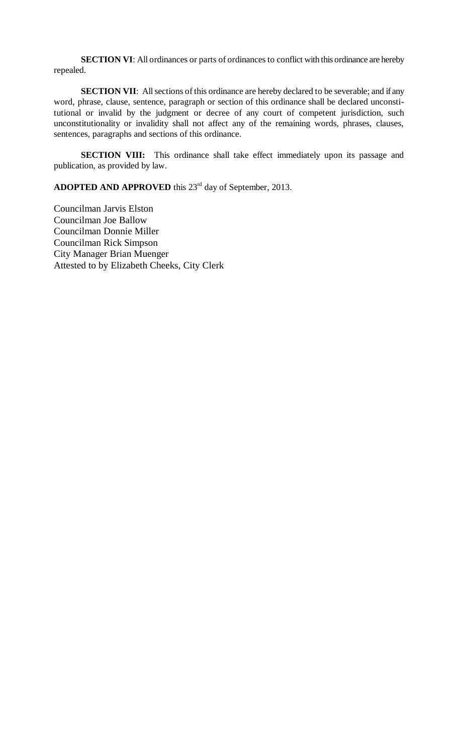**SECTION VI**: All ordinances or parts of ordinances to conflict with this ordinance are hereby repealed.

**SECTION VII**: All sections of this ordinance are hereby declared to be severable; and if any word, phrase, clause, sentence, paragraph or section of this ordinance shall be declared unconstitutional or invalid by the judgment or decree of any court of competent jurisdiction, such unconstitutionality or invalidity shall not affect any of the remaining words, phrases, clauses, sentences, paragraphs and sections of this ordinance.

**SECTION VIII:** This ordinance shall take effect immediately upon its passage and publication, as provided by law.

**ADOPTED AND APPROVED** this 23rd day of September, 2013.

Councilman Jarvis Elston
Councilman Joe Ballow
Councilman Donnie Miller
Councilman Rick Simpson
City Manager Brian Muenger
Attested to by Elizabeth Cheeks, City Clerk